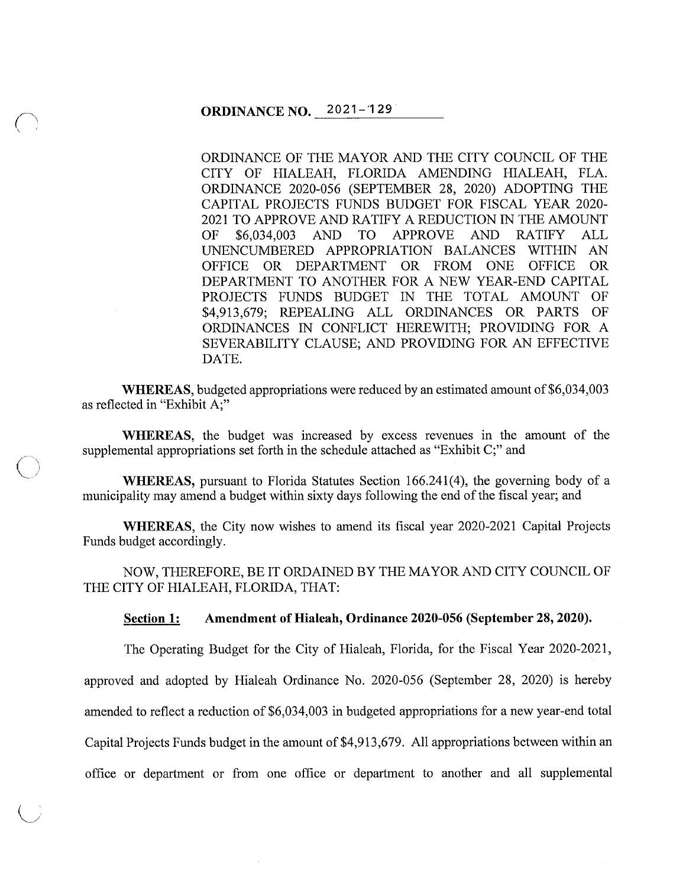**ORDINANCE NO. 2021-129**

ORDINANCE OF THE MAYOR AND THE CITY COUNCIL OF THE CITY OF HIALEAH, FLORIDA AMENDING HIALEAH, FLA. ORDINANCE 2020-056 (SEPTEMBER 28, 2020) ADOPTING THE CAPITAL PROJECTS FUNDS BUDGET FOR FISCAL YEAR 2020-2021 TO APPROVE AND RATIFY A REDUCTION IN THE AMOUNT OF $6,034,003 AND TO APPROVE AND RATIFY ALL UNENCUMBERED APPROPRIATION BALANCES WITHIN AN OFFICE OR DEPARTMENT OR FROM ONE OFFICE OR DEPARTMENT TO ANOTHER FOR A NEW YEAR-END CAPITAL PROJECTS FUNDS BUDGET IN THE TOTAL AMOUNT OF $4,913,679; REPEALING ALL ORDINANCES OR PARTS OF ORDINANCES IN CONFLICT HEREWITH; PROVIDING FOR A SEVERABILITY CLAUSE; AND PROVIDING FOR AN EFFECTIVE DATE.

**WHEREAS,** budgeted appropriations were reduced by an estimated amount of $6,034,003 as reflected in "Exhibit A;"

**WHEREAS,** the budget was increased by excess revenues in the amount of the supplemental appropriations set forth in the schedule attached as "Exhibit C;" and

**WHEREAS,** pursuant to Florida Statutes Section 166.241(4), the governing body of a municipality may amend a budget within sixty days following the end of the fiscal year; and

**WHEREAS,** the City now wishes to amend its fiscal year 2020-2021 Capital Projects Funds budget accordingly.

NOW, THEREFORE, BE IT ORDAINED BY THE MAYOR AND CITY COUNCIL OF THE CITY OF HIALEAH, FLORIDA, THAT:

**Section 1: Amendment of Hialeah, Ordinance 2020-056 (September 28, 2020).**

The Operating Budget for the City of Hialeah, Florida, for the Fiscal Year 2020-2021, approved and adopted by Hialeah Ordinance No. 2020-056 (September 28, 2020) is hereby amended to reflect a reduction of $6,034,003 in budgeted appropriations for a new year-end total Capital Projects Funds budget in the amount of $4,913,679. All appropriations between within an office or department or from one office or department to another and all supplemental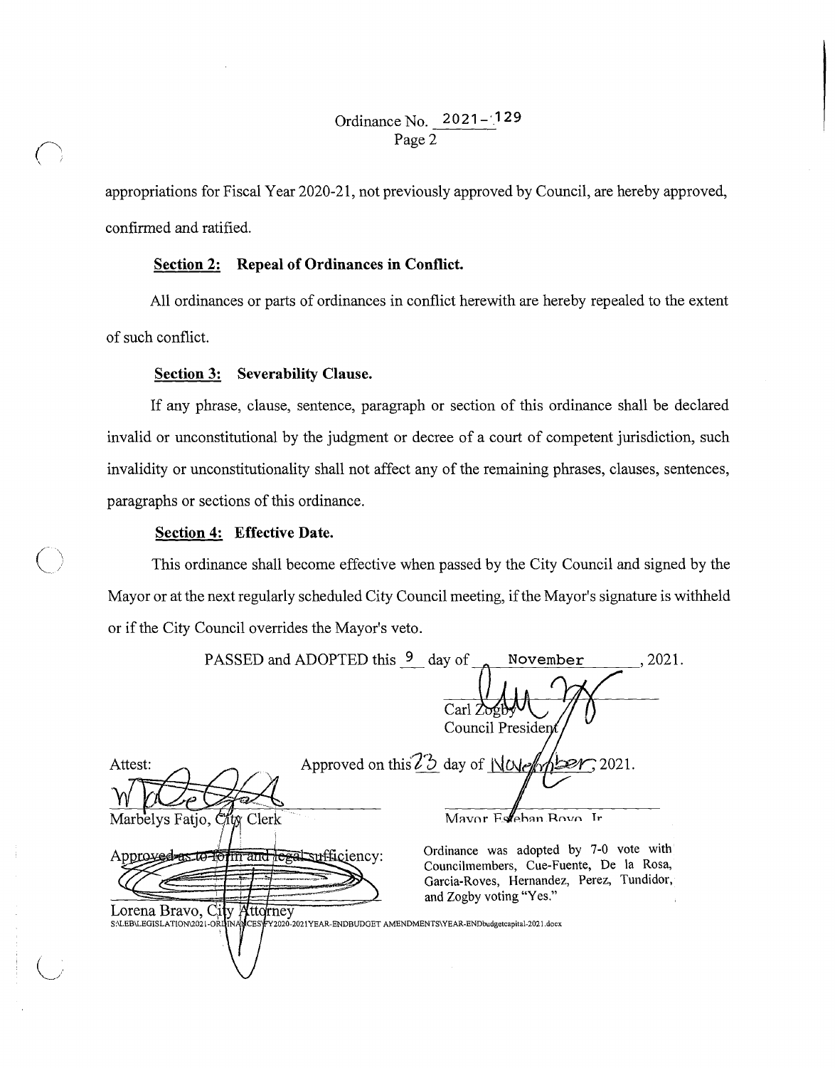Ordinance No. 2021-129
Page 2

appropriations for Fiscal Year 2020-21, not previously approved by Council, are hereby approved, confirmed and ratified.

**Section 2: Repeal of Ordinances in Conflict.**

All ordinances or parts of ordinances in conflict herewith are hereby repealed to the extent of such conflict.

**Section 3: Severability Clause.**

If any phrase, clause, sentence, paragraph or section of this ordinance shall be declared invalid or unconstitutional by the judgment or decree of a court of competent jurisdiction, such invalidity or unconstitutionality shall not affect any of the remaining phrases, clauses, sentences, paragraphs or sections of this ordinance.

**Section 4: Effective Date.**

This ordinance shall become effective when passed by the City Council and signed by the Mayor or at the next regularly scheduled City Council meeting, if the Mayor's signature is withheld or if the City Council overrides the Mayor's veto.

PASSED and ADOPTED this 9 day of November, 2021.

Carl Zogby
Council President

Approved on this 23 day of November, 2021.

Attest:

Marbelys Fatjo, City Clerk

Mayor Esteban Bovo, Jr.

Approved as to form and legal sufficiency:

Lorena Bravo, City Attorney

Ordinance was adopted by 7-0 vote with Councilmembers, Cue-Fuente, De la Rosa, Garcia-Roves, Hernandez, Perez, Tundidor, and Zogby voting "Yes."

S:\LEB\LEGISLATION\2021-ORDINANCES\FY2020-2021YEAR-ENDBUDGET AMENDMENTS\YEAR-ENDbudgetcapital-2021.docx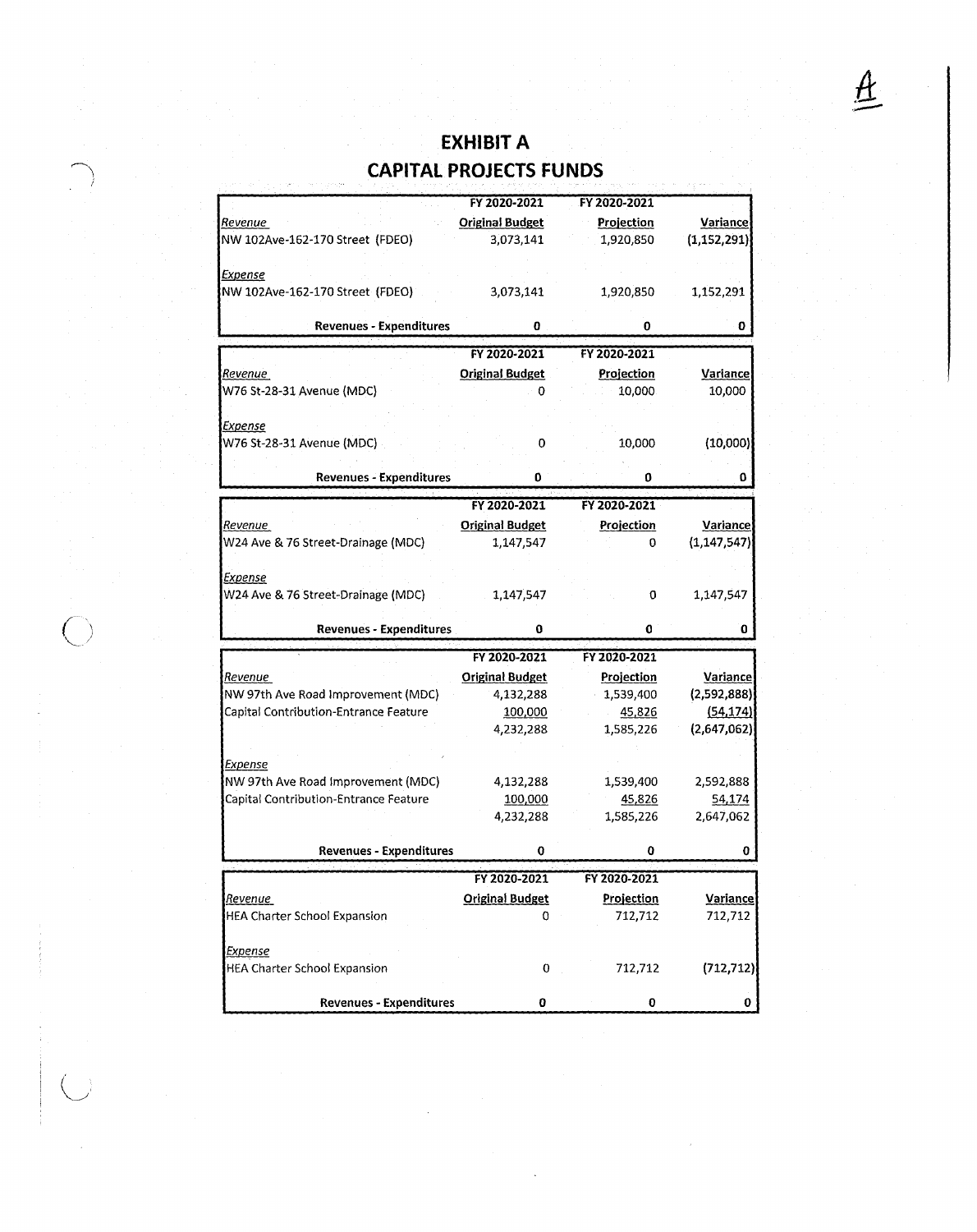# EXHIBIT A

## CAPITAL PROJECTS FUNDS

| | FY 2020-2021 | FY 2020-2021 | |
|---|---|---|---|
| *Revenue* | **Original Budget** | **Projection** | **Variance** |
| NW 102Ave-162-170 Street (FDEO) | 3,073,141 | 1,920,850 | (1,152,291) |
| *Expense* | | | |
| NW 102Ave-162-170 Street (FDEO) | 3,073,141 | 1,920,850 | 1,152,291 |
| **Revenues - Expenditures** | **0** | **0** | **0** |

| | FY 2020-2021 | FY 2020-2021 | |
|---|---|---|---|
| *Revenue* | **Original Budget** | **Projection** | **Variance** |
| W76 St-28-31 Avenue (MDC) | 0 | 10,000 | 10,000 |
| *Expense* | | | |
| W76 St-28-31 Avenue (MDC) | 0 | 10,000 | (10,000) |
| **Revenues - Expenditures** | **0** | **0** | **0** |

| | FY 2020-2021 | FY 2020-2021 | |
|---|---|---|---|
| *Revenue* | **Original Budget** | **Projection** | **Variance** |
| W24 Ave & 76 Street-Drainage (MDC) | 1,147,547 | 0 | (1,147,547) |
| *Expense* | | | |
| W24 Ave & 76 Street-Drainage (MDC) | 1,147,547 | 0 | 1,147,547 |
| **Revenues - Expenditures** | **0** | **0** | **0** |

| | FY 2020-2021 | FY 2020-2021 | |
|---|---|---|---|
| *Revenue* | **Original Budget** | **Projection** | **Variance** |
| NW 97th Ave Road Improvement (MDC) | 4,132,288 | 1,539,400 | (2,592,888) |
| Capital Contribution-Entrance Feature | 100,000 | 45,826 | (54,174) |
| | 4,232,288 | 1,585,226 | (2,647,062) |
| *Expense* | | | |
| NW 97th Ave Road Improvement (MDC) | 4,132,288 | 1,539,400 | 2,592,888 |
| Capital Contribution-Entrance Feature | 100,000 | 45,826 | 54,174 |
| | 4,232,288 | 1,585,226 | 2,647,062 |
| **Revenues - Expenditures** | **0** | **0** | **0** |

| | FY 2020-2021 | FY 2020-2021 | |
|---|---|---|---|
| *Revenue* | **Original Budget** | **Projection** | **Variance** |
| HEA Charter School Expansion | 0 | 712,712 | 712,712 |
| *Expense* | | | |
| HEA Charter School Expansion | 0 | 712,712 | (712,712) |
| **Revenues - Expenditures** | **0** | **0** | **0** |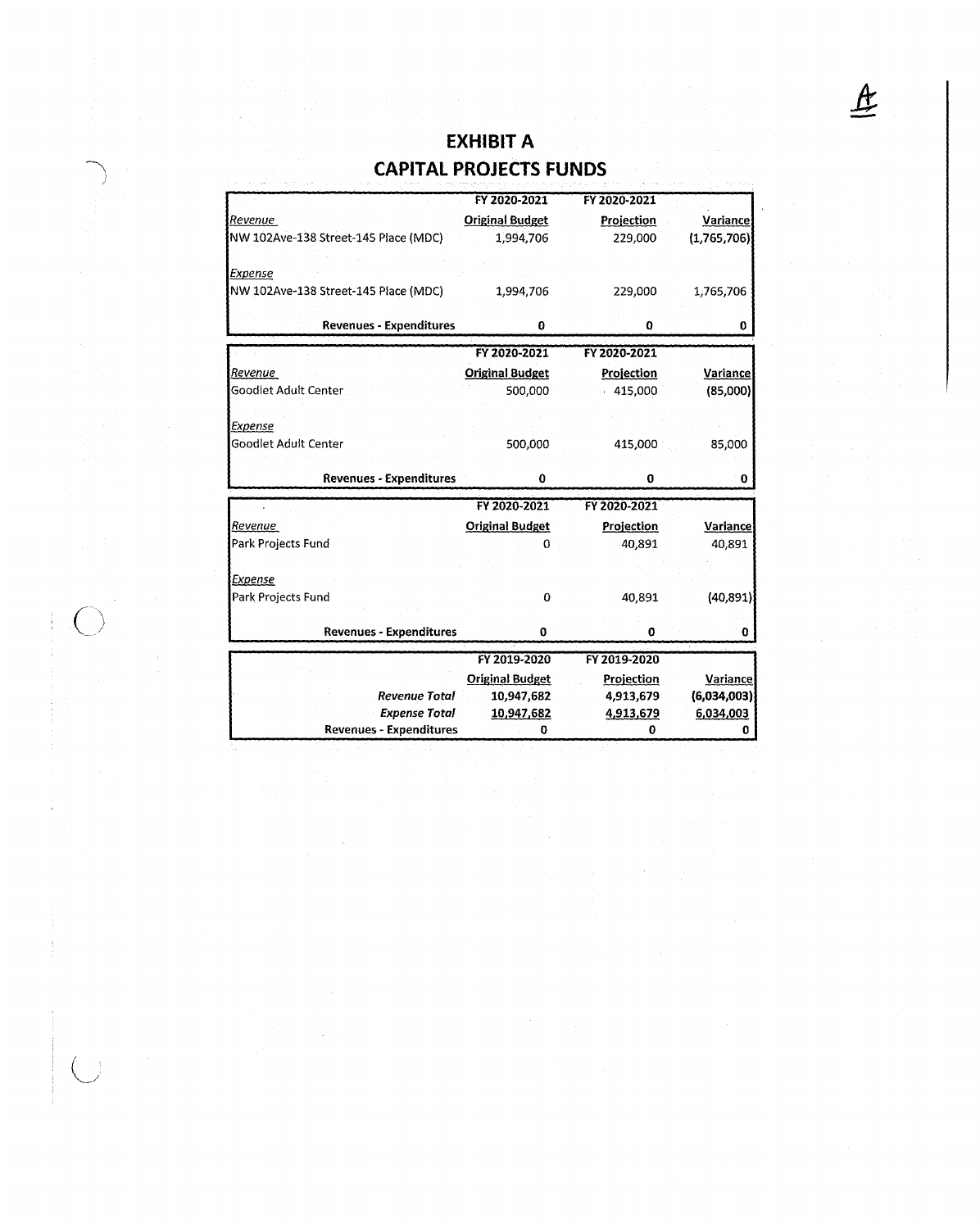A

# EXHIBIT A
## CAPITAL PROJECTS FUNDS

| | FY 2020-2021 | FY 2020-2021 | |
|---|---|---|---|
| *Revenue* | Original Budget | Projection | Variance |
| NW 102Ave-138 Street-145 Place (MDC) | 1,994,706 | 229,000 | (1,765,706) |
| *Expense* | | | |
| NW 102Ave-138 Street-145 Place (MDC) | 1,994,706 | 229,000 | 1,765,706 |
| **Revenues - Expenditures** | **0** | **0** | **0** |

| | FY 2020-2021 | FY 2020-2021 | |
|---|---|---|---|
| *Revenue* | Original Budget | Projection | Variance |
| Goodlet Adult Center | 500,000 | 415,000 | (85,000) |
| *Expense* | | | |
| Goodlet Adult Center | 500,000 | 415,000 | 85,000 |
| **Revenues - Expenditures** | **0** | **0** | **0** |

| | FY 2020-2021 | FY 2020-2021 | |
|---|---|---|---|
| *Revenue* | Original Budget | Projection | Variance |
| Park Projects Fund | 0 | 40,891 | 40,891 |
| *Expense* | | | |
| Park Projects Fund | 0 | 40,891 | (40,891) |
| **Revenues - Expenditures** | **0** | **0** | **0** |

| | FY 2019-2020 | FY 2019-2020 | |
|---|---|---|---|
| | Original Budget | Projection | Variance |
| ***Revenue Total*** | **10,947,682** | **4,913,679** | **(6,034,003)** |
| ***Expense Total*** | **10,947,682** | **4,913,679** | **6,034,003** |
| **Revenues - Expenditures** | **0** | **0** | **0** |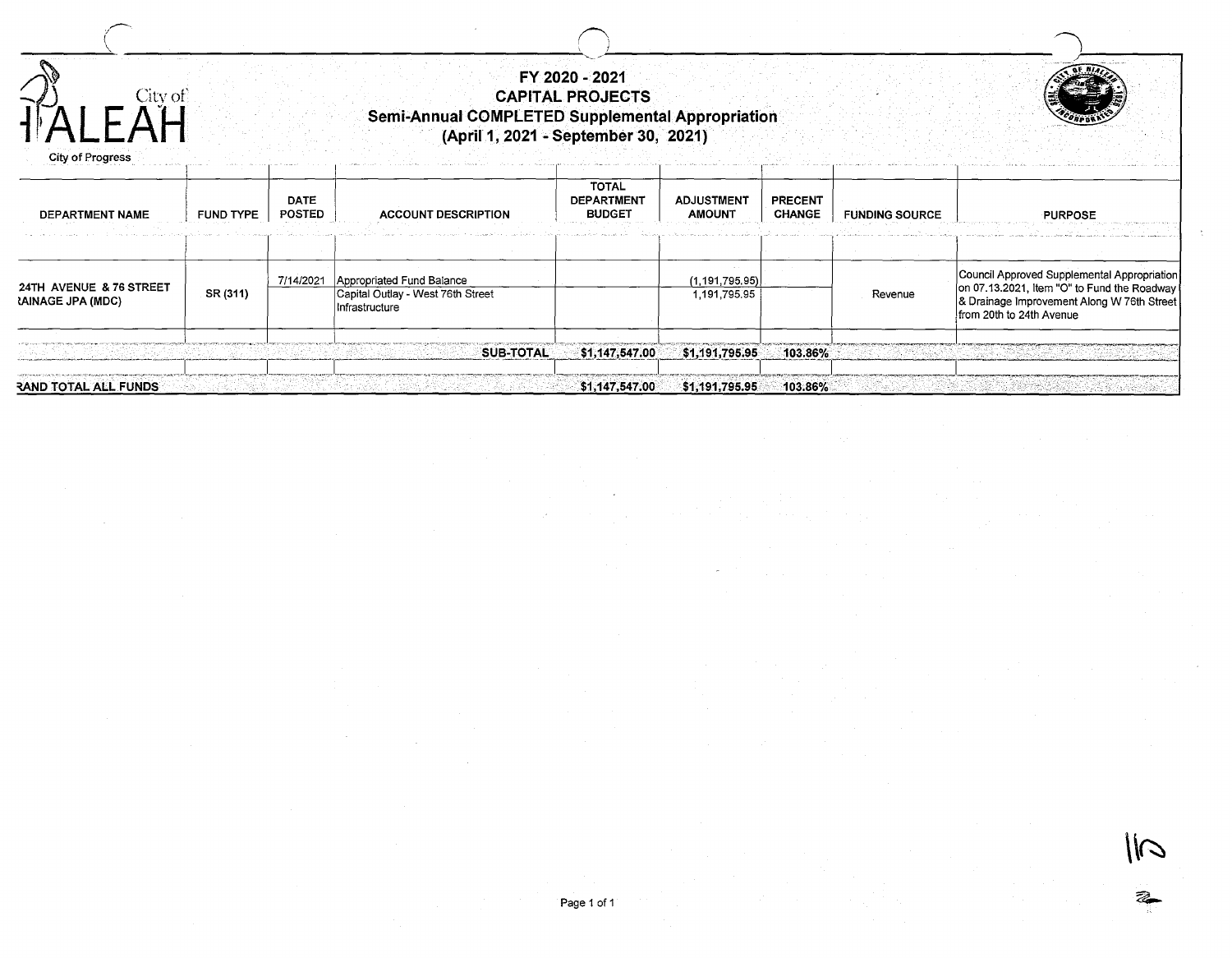City of HIALEAH
City of Progress

# FY 2020 - 2021
## CAPITAL PROJECTS
## Semi-Annual COMPLETED Supplemental Appropriation
## (April 1, 2021 - September 30, 2021)

| DEPARTMENT NAME | FUND TYPE | DATE POSTED | ACCOUNT DESCRIPTION | TOTAL DEPARTMENT BUDGET | ADJUSTMENT AMOUNT | PRECENT CHANGE | FUNDING SOURCE | PURPOSE |
|---|---|---|---|---|---|---|---|---|
| 24TH AVENUE & 76 STREET RAINAGE JPA (MDC) | SR (311) | 7/14/2021 | Appropriated Fund Balance | | (1,191,795.95) | | Revenue | Council Approved Supplemental Appropriation on 07.13.2021, Item "O" to Fund the Roadway & Drainage Improvement Along W 76th Street from 20th to 24th Avenue |
| | | | Capital Outlay - West 76th Street Infrastructure | | 1,191,795.95 | | | |
| | | | SUB-TOTAL | $1,147,547.00 | $1,191,795.95 | 103.86% | | |
| RAND TOTAL ALL FUNDS | | | | $1,147,547.00 | $1,191,795.95 | 103.86% | | |